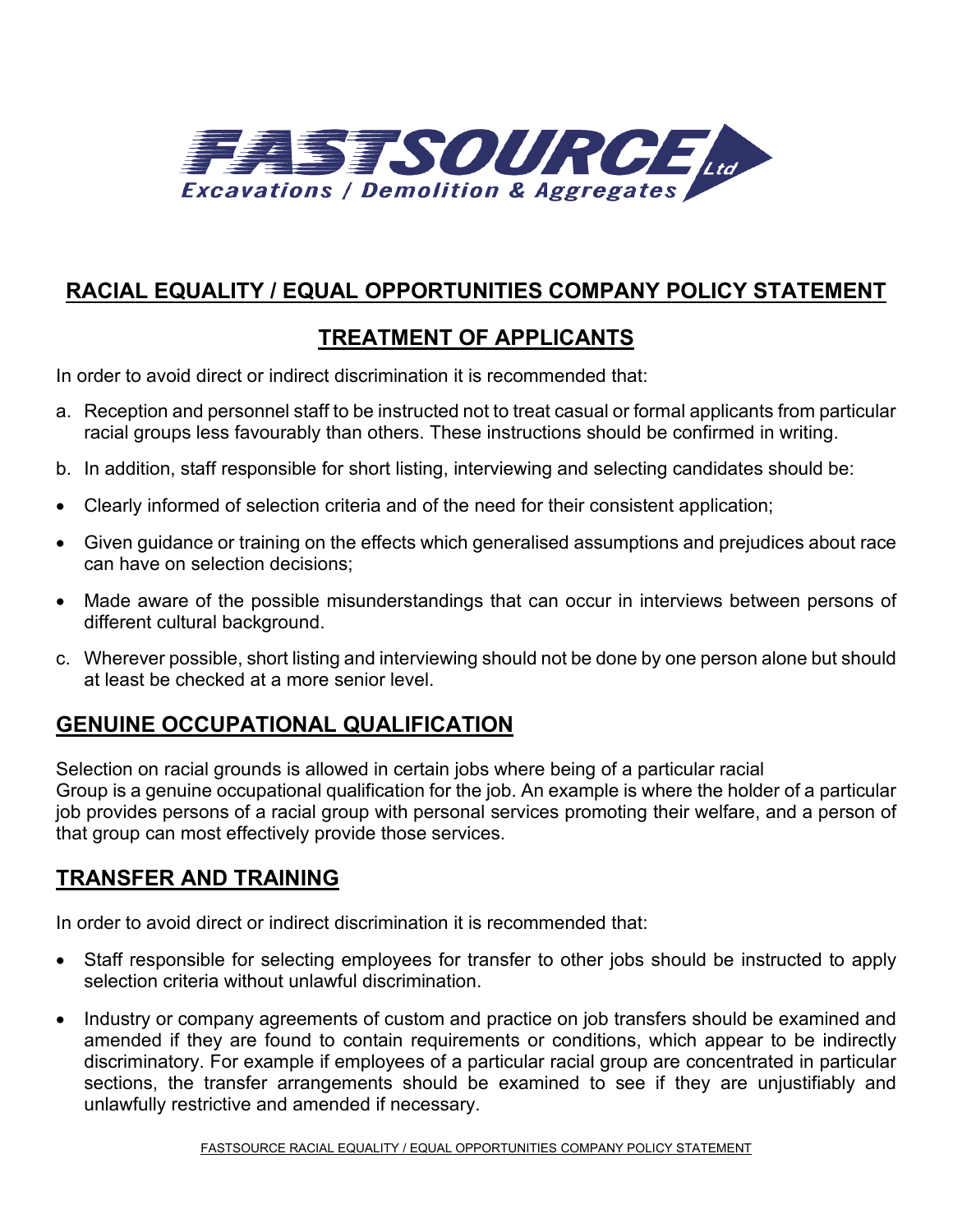# FASTSOURCE Ltd
Excavations / Demolition & Aggregates

## RACIAL EQUALITY / EQUAL OPPORTUNITIES COMPANY POLICY STATEMENT

## TREATMENT OF APPLICANTS

In order to avoid direct or indirect discrimination it is recommended that:

a. Reception and personnel staff to be instructed not to treat casual or formal applicants from particular racial groups less favourably than others. These instructions should be confirmed in writing.

b. In addition, staff responsible for short listing, interviewing and selecting candidates should be:

- Clearly informed of selection criteria and of the need for their consistent application;
- Given guidance or training on the effects which generalised assumptions and prejudices about race can have on selection decisions;
- Made aware of the possible misunderstandings that can occur in interviews between persons of different cultural background.

c. Wherever possible, short listing and interviewing should not be done by one person alone but should at least be checked at a more senior level.

## GENUINE OCCUPATIONAL QUALIFICATION

Selection on racial grounds is allowed in certain jobs where being of a particular racial Group is a genuine occupational qualification for the job. An example is where the holder of a particular job provides persons of a racial group with personal services promoting their welfare, and a person of that group can most effectively provide those services.

## TRANSFER AND TRAINING

In order to avoid direct or indirect discrimination it is recommended that:

- Staff responsible for selecting employees for transfer to other jobs should be instructed to apply selection criteria without unlawful discrimination.
- Industry or company agreements of custom and practice on job transfers should be examined and amended if they are found to contain requirements or conditions, which appear to be indirectly discriminatory. For example if employees of a particular racial group are concentrated in particular sections, the transfer arrangements should be examined to see if they are unjustifiably and unlawfully restrictive and amended if necessary.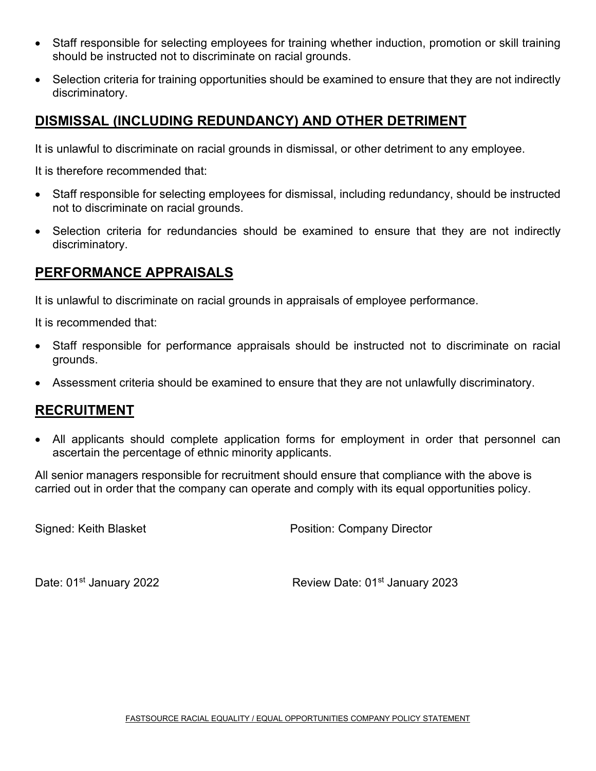- Staff responsible for selecting employees for training whether induction, promotion or skill training should be instructed not to discriminate on racial grounds.
- Selection criteria for training opportunities should be examined to ensure that they are not indirectly discriminatory.

## DISMISSAL (INCLUDING REDUNDANCY) AND OTHER DETRIMENT

It is unlawful to discriminate on racial grounds in dismissal, or other detriment to any employee.

It is therefore recommended that:

- Staff responsible for selecting employees for dismissal, including redundancy, should be instructed not to discriminate on racial grounds.
- Selection criteria for redundancies should be examined to ensure that they are not indirectly discriminatory.

## PERFORMANCE APPRAISALS

It is unlawful to discriminate on racial grounds in appraisals of employee performance.

It is recommended that:

- Staff responsible for performance appraisals should be instructed not to discriminate on racial grounds.
- Assessment criteria should be examined to ensure that they are not unlawfully discriminatory.

## RECRUITMENT

- All applicants should complete application forms for employment in order that personnel can ascertain the percentage of ethnic minority applicants.

All senior managers responsible for recruitment should ensure that compliance with the above is carried out in order that the company can operate and comply with its equal opportunities policy.

Signed: Keith Blasket

Position: Company Director

Date: 01st January 2022

Review Date: 01st January 2023